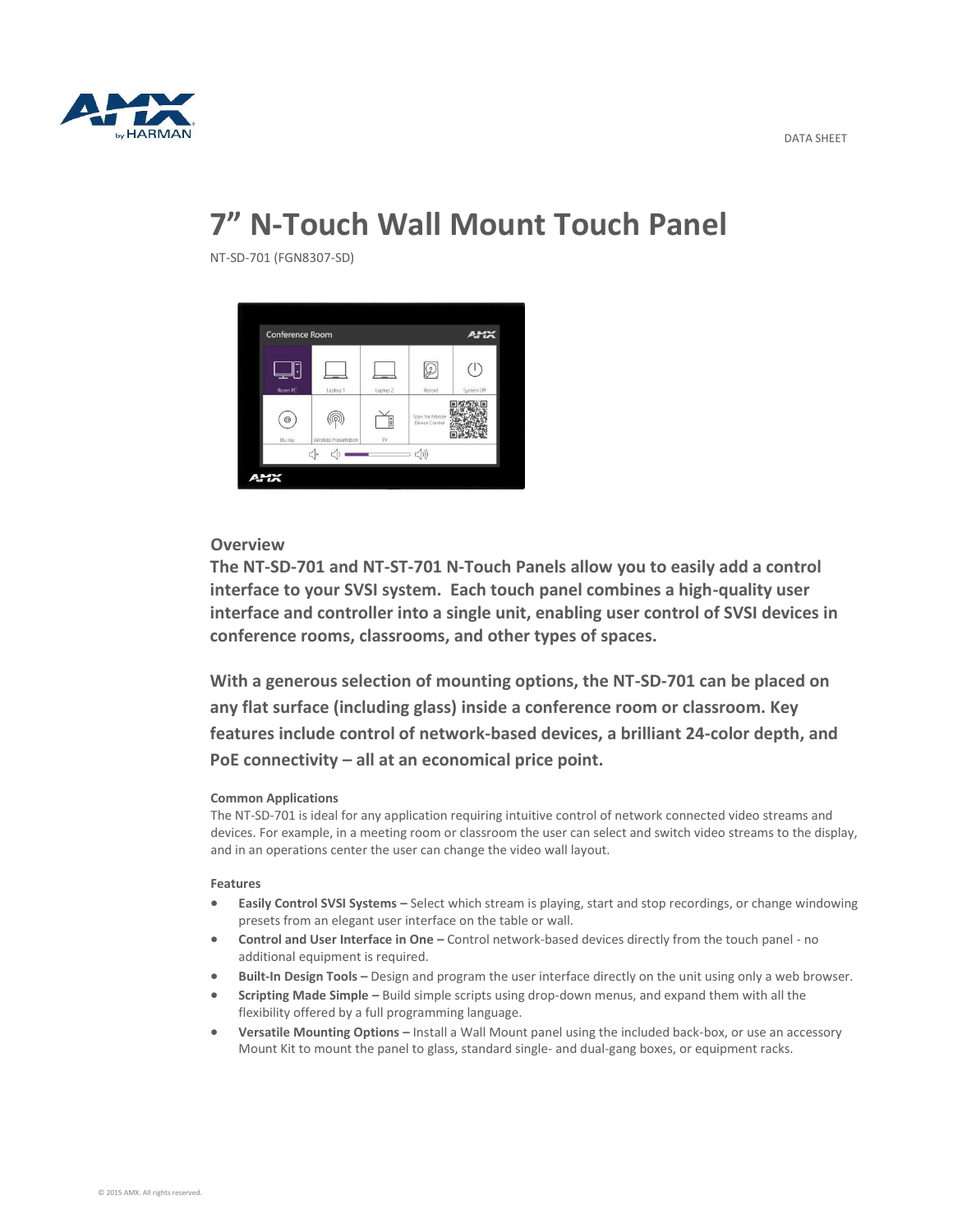DATA SHEET

# 7" N-Touch Wall Mount Touch Panel

NT-SD-701 (FGN8307-SD)

## Overview

**The NT-SD-701 and NT-ST-701 N-Touch Panels allow you to easily add a control interface to your SVSI system. Each touch panel combines a high-quality user interface and controller into a single unit, enabling user control of SVSI devices in conference rooms, classrooms, and other types of spaces.**

**With a generous selection of mounting options, the NT-SD-701 can be placed on any flat surface (including glass) inside a conference room or classroom. Key features include control of network-based devices, a brilliant 24-color depth, and PoE connectivity – all at an economical price point.**

### Common Applications

The NT-SD-701 is ideal for any application requiring intuitive control of network connected video streams and devices. For example, in a meeting room or classroom the user can select and switch video streams to the display, and in an operations center the user can change the video wall layout.

### Features

- **Easily Control SVSI Systems –** Select which stream is playing, start and stop recordings, or change windowing presets from an elegant user interface on the table or wall.
- **Control and User Interface in One –** Control network-based devices directly from the touch panel - no additional equipment is required.
- **Built-In Design Tools –** Design and program the user interface directly on the unit using only a web browser.
- **Scripting Made Simple –** Build simple scripts using drop-down menus, and expand them with all the flexibility offered by a full programming language.
- **Versatile Mounting Options –** Install a Wall Mount panel using the included back-box, or use an accessory Mount Kit to mount the panel to glass, standard single- and dual-gang boxes, or equipment racks.

© 2015 AMX. All rights reserved.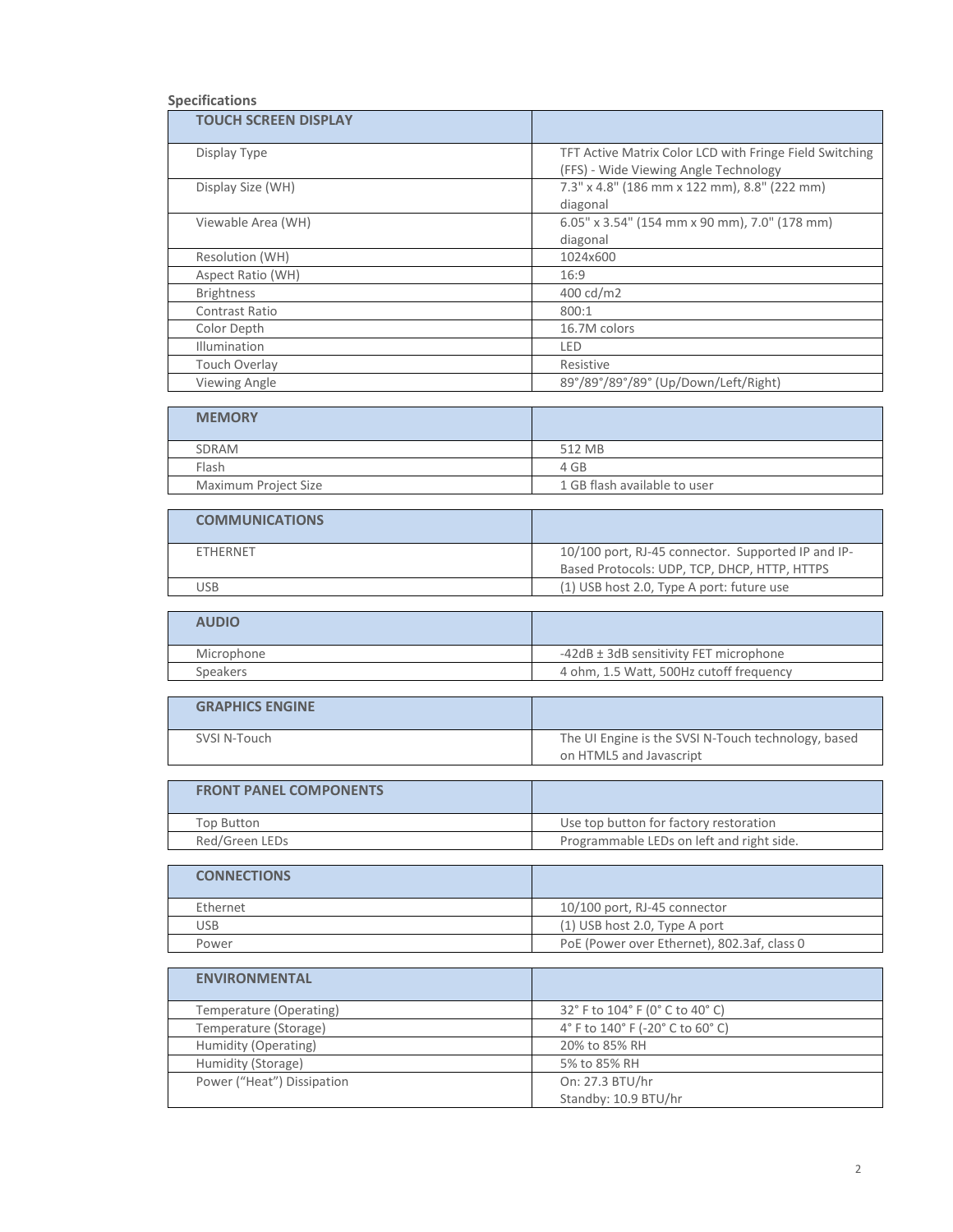**Specifications**

| TOUCH SCREEN DISPLAY | |
|---|---|
| Display Type | TFT Active Matrix Color LCD with Fringe Field Switching (FFS) - Wide Viewing Angle Technology |
| Display Size (WH) | 7.3" x 4.8" (186 mm x 122 mm), 8.8" (222 mm) diagonal |
| Viewable Area (WH) | 6.05" x 3.54" (154 mm x 90 mm), 7.0" (178 mm) diagonal |
| Resolution (WH) | 1024x600 |
| Aspect Ratio (WH) | 16:9 |
| Brightness | 400 cd/m2 |
| Contrast Ratio | 800:1 |
| Color Depth | 16.7M colors |
| Illumination | LED |
| Touch Overlay | Resistive |
| Viewing Angle | 89°/89°/89°/89° (Up/Down/Left/Right) |

| MEMORY | |
|---|---|
| SDRAM | 512 MB |
| Flash | 4 GB |
| Maximum Project Size | 1 GB flash available to user |

| COMMUNICATIONS | |
|---|---|
| ETHERNET | 10/100 port, RJ-45 connector. Supported IP and IP-Based Protocols: UDP, TCP, DHCP, HTTP, HTTPS |
| USB | (1) USB host 2.0, Type A port: future use |

| AUDIO | |
|---|---|
| Microphone | -42dB ± 3dB sensitivity FET microphone |
| Speakers | 4 ohm, 1.5 Watt, 500Hz cutoff frequency |

| GRAPHICS ENGINE | |
|---|---|
| SVSI N-Touch | The UI Engine is the SVSI N-Touch technology, based on HTML5 and Javascript |

| FRONT PANEL COMPONENTS | |
|---|---|
| Top Button | Use top button for factory restoration |
| Red/Green LEDs | Programmable LEDs on left and right side. |

| CONNECTIONS | |
|---|---|
| Ethernet | 10/100 port, RJ-45 connector |
| USB | (1) USB host 2.0, Type A port |
| Power | PoE (Power over Ethernet), 802.3af, class 0 |

| ENVIRONMENTAL | |
|---|---|
| Temperature (Operating) | 32° F to 104° F (0° C to 40° C) |
| Temperature (Storage) | 4° F to 140° F (-20° C to 60° C) |
| Humidity (Operating) | 20% to 85% RH |
| Humidity (Storage) | 5% to 85% RH |
| Power ("Heat") Dissipation | On: 27.3 BTU/hr<br>Standby: 10.9 BTU/hr |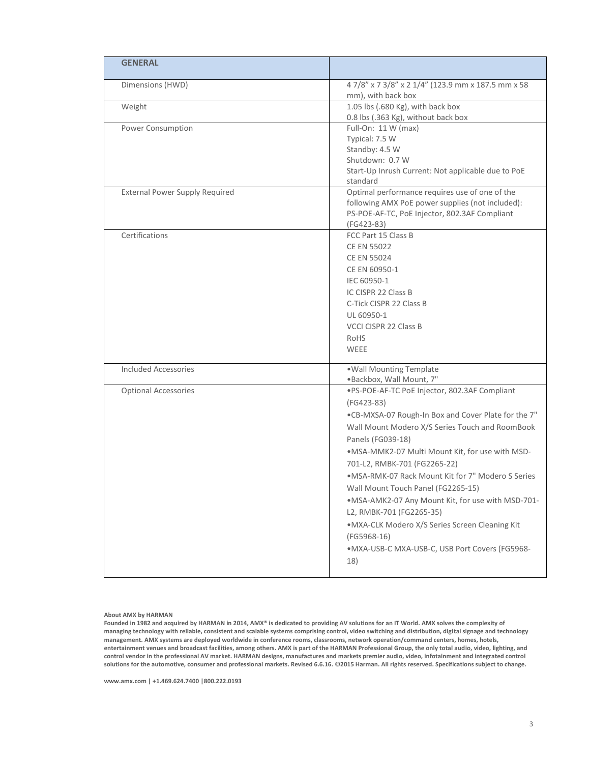| GENERAL | |
|---|---|
| Dimensions (HWD) | 4 7/8" x 7 3/8" x 2 1/4" (123.9 mm x 187.5 mm x 58 mm), with back box |
| Weight | 1.05 lbs (.680 Kg), with back box<br>0.8 lbs (.363 Kg), without back box |
| Power Consumption | Full-On: 11 W (max)<br>Typical: 7.5 W<br>Standby: 4.5 W<br>Shutdown: 0.7 W<br>Start-Up Inrush Current: Not applicable due to PoE standard |
| External Power Supply Required | Optimal performance requires use of one of the following AMX PoE power supplies (not included):<br>PS-POE-AF-TC, PoE Injector, 802.3AF Compliant (FG423-83) |
| Certifications | FCC Part 15 Class B<br>CE EN 55022<br>CE EN 55024<br>CE EN 60950-1<br>IEC 60950-1<br>IC CISPR 22 Class B<br>C-Tick CISPR 22 Class B<br>UL 60950-1<br>VCCI CISPR 22 Class B<br>RoHS<br>WEEE |
| Included Accessories | •Wall Mounting Template<br>•Backbox, Wall Mount, 7" |
| Optional Accessories | •PS-POE-AF-TC PoE Injector, 802.3AF Compliant (FG423-83)<br>•CB-MXSA-07 Rough-In Box and Cover Plate for the 7" Wall Mount Modero X/S Series Touch and RoomBook Panels (FG039-18)<br>•MSA-MMK2-07 Multi Mount Kit, for use with MSD-701-L2, RMBK-701 (FG2265-22)<br>•MSA-RMK-07 Rack Mount Kit for 7" Modero S Series Wall Mount Touch Panel (FG2265-15)<br>•MSA-AMK2-07 Any Mount Kit, for use with MSD-701-L2, RMBK-701 (FG2265-35)<br>•MXA-CLK Modero X/S Series Screen Cleaning Kit (FG5968-16)<br>•MXA-USB-C MXA-USB-C, USB Port Covers (FG5968-18) |

**About AMX by HARMAN**

**Founded in 1982 and acquired by HARMAN in 2014, AMX® is dedicated to providing AV solutions for an IT World. AMX solves the complexity of managing technology with reliable, consistent and scalable systems comprising control, video switching and distribution, digital signage and technology management. AMX systems are deployed worldwide in conference rooms, classrooms, network operation/command centers, homes, hotels, entertainment venues and broadcast facilities, among others. AMX is part of the HARMAN Professional Group, the only total audio, video, lighting, and control vendor in the professional AV market. HARMAN designs, manufactures and markets premier audio, video, infotainment and integrated control solutions for the automotive, consumer and professional markets. Revised 6.6.16. ©2015 Harman. All rights reserved. Specifications subject to change.**

**www.amx.com | +1.469.624.7400 |800.222.0193**